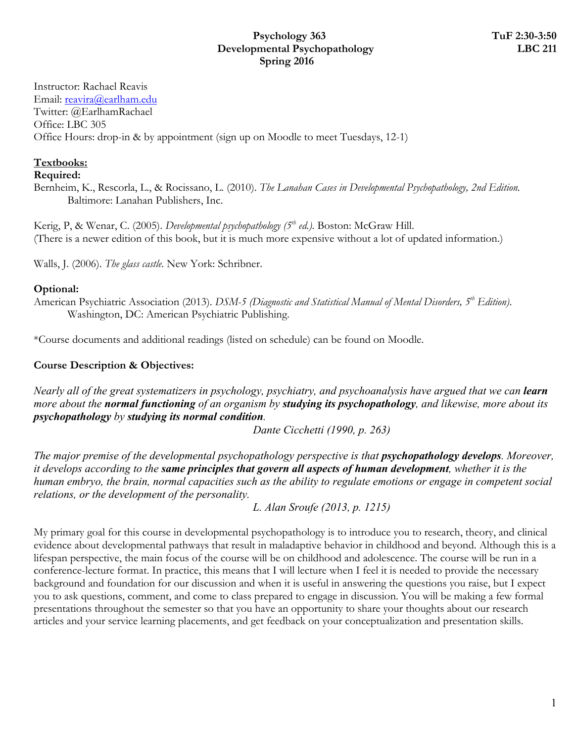# Psychology 363
# Developmental Psychopathology
# Spring 2016

**TuF 2:30-3:50**
**LBC 211**

Instructor: Rachael Reavis
Email: reavira@earlham.edu
Twitter: @EarlhamRachael
Office: LBC 305
Office Hours: drop-in & by appointment (sign up on Moodle to meet Tuesdays, 12-1)

## Textbooks:

**Required:**

Bernheim, K., Rescorla, L., & Rocissano, L. (2010). *The Lanahan Cases in Developmental Psychopathology, 2nd Edition.* Baltimore: Lanahan Publishers, Inc.

Kerig, P, & Wenar, C. (2005). *Developmental psychopathology (5th ed.).* Boston: McGraw Hill.
(There is a newer edition of this book, but it is much more expensive without a lot of updated information.)

Walls, J. (2006). *The glass castle.* New York: Schribner.

**Optional:**

American Psychiatric Association (2013). *DSM-5 (Diagnostic and Statistical Manual of Mental Disorders, 5th Edition).* Washington, DC: American Psychiatric Publishing.

*Course documents and additional readings (listed on schedule) can be found on Moodle.

## Course Description & Objectives:

*Nearly all of the great systematizers in psychology, psychiatry, and psychoanalysis have argued that we can* ***learn*** *more about the* ***normal functioning*** *of an organism by* ***studying its psychopathology****, and likewise, more about its* ***psychopathology*** *by* ***studying its normal condition****.*

*Dante Cicchetti (1990, p. 263)*

*The major premise of the developmental psychopathology perspective is that* ***psychopathology develops****. Moreover, it develops according to the* ***same principles that govern all aspects of human development****, whether it is the human embryo, the brain, normal capacities such as the ability to regulate emotions or engage in competent social relations, or the development of the personality.*

*L. Alan Sroufe (2013, p. 1215)*

My primary goal for this course in developmental psychopathology is to introduce you to research, theory, and clinical evidence about developmental pathways that result in maladaptive behavior in childhood and beyond. Although this is a lifespan perspective, the main focus of the course will be on childhood and adolescence. The course will be run in a conference-lecture format. In practice, this means that I will lecture when I feel it is needed to provide the necessary background and foundation for our discussion and when it is useful in answering the questions you raise, but I expect you to ask questions, comment, and come to class prepared to engage in discussion. You will be making a few formal presentations throughout the semester so that you have an opportunity to share your thoughts about our research articles and your service learning placements, and get feedback on your conceptualization and presentation skills.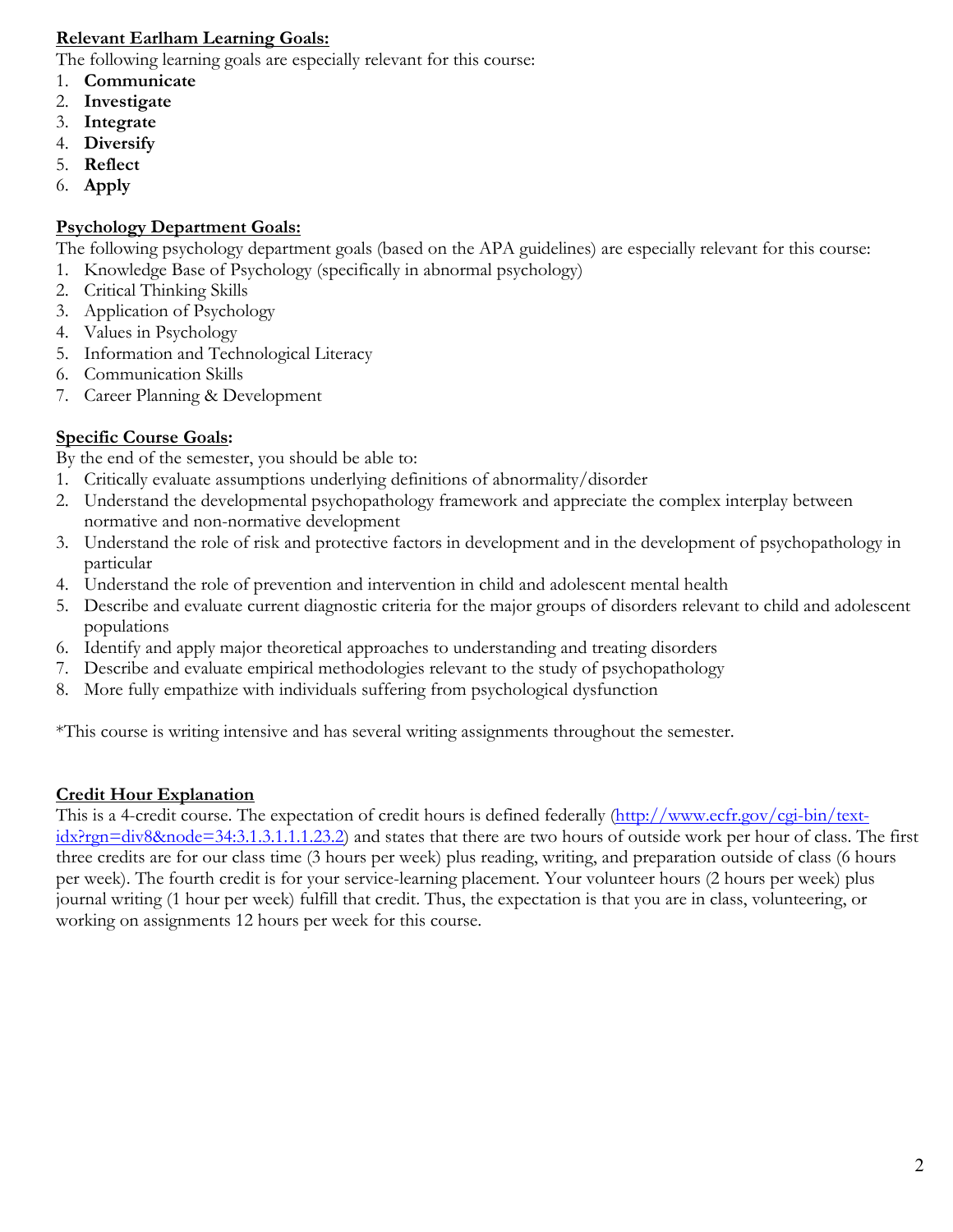**Relevant Earlham Learning Goals:**

The following learning goals are especially relevant for this course:

1. **Communicate**
2. **Investigate**
3. **Integrate**
4. **Diversify**
5. **Reflect**
6. **Apply**

**Psychology Department Goals:**

The following psychology department goals (based on the APA guidelines) are especially relevant for this course:

1. Knowledge Base of Psychology (specifically in abnormal psychology)
2. Critical Thinking Skills
3. Application of Psychology
4. Values in Psychology
5. Information and Technological Literacy
6. Communication Skills
7. Career Planning & Development

**Specific Course Goals:**

By the end of the semester, you should be able to:

1. Critically evaluate assumptions underlying definitions of abnormality/disorder
2. Understand the developmental psychopathology framework and appreciate the complex interplay between normative and non-normative development
3. Understand the role of risk and protective factors in development and in the development of psychopathology in particular
4. Understand the role of prevention and intervention in child and adolescent mental health
5. Describe and evaluate current diagnostic criteria for the major groups of disorders relevant to child and adolescent populations
6. Identify and apply major theoretical approaches to understanding and treating disorders
7. Describe and evaluate empirical methodologies relevant to the study of psychopathology
8. More fully empathize with individuals suffering from psychological dysfunction

*This course is writing intensive and has several writing assignments throughout the semester.

**Credit Hour Explanation**

This is a 4-credit course. The expectation of credit hours is defined federally (http://www.ecfr.gov/cgi-bin/text-idx?rgn=div8&node=34:3.1.3.1.1.1.23.2) and states that there are two hours of outside work per hour of class. The first three credits are for our class time (3 hours per week) plus reading, writing, and preparation outside of class (6 hours per week). The fourth credit is for your service-learning placement. Your volunteer hours (2 hours per week) plus journal writing (1 hour per week) fulfill that credit. Thus, the expectation is that you are in class, volunteering, or working on assignments 12 hours per week for this course.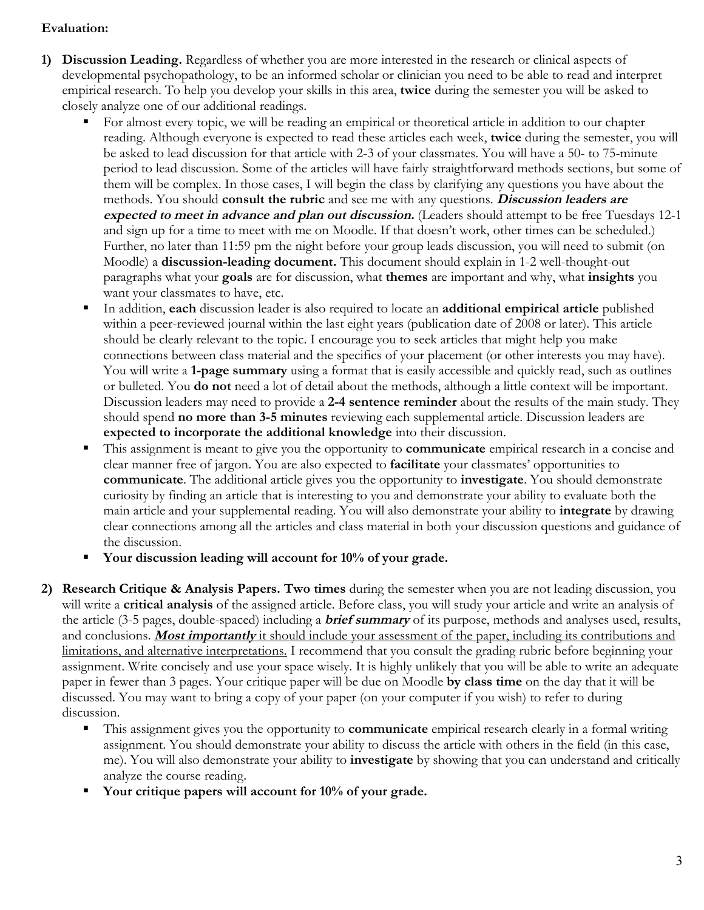**Evaluation:**

1) **Discussion Leading.** Regardless of whether you are more interested in the research or clinical aspects of developmental psychopathology, to be an informed scholar or clinician you need to be able to read and interpret empirical research. To help you develop your skills in this area, **twice** during the semester you will be asked to closely analyze one of our additional readings.
   - For almost every topic, we will be reading an empirical or theoretical article in addition to our chapter reading. Although everyone is expected to read these articles each week, **twice** during the semester, you will be asked to lead discussion for that article with 2-3 of your classmates. You will have a 50- to 75-minute period to lead discussion. Some of the articles will have fairly straightforward methods sections, but some of them will be complex. In those cases, I will begin the class by clarifying any questions you have about the methods. You should **consult the rubric** and see me with any questions. ***Discussion leaders are expected to meet in advance and plan out discussion.*** (Leaders should attempt to be free Tuesdays 12-1 and sign up for a time to meet with me on Moodle. If that doesn't work, other times can be scheduled.) Further, no later than 11:59 pm the night before your group leads discussion, you will need to submit (on Moodle) a **discussion-leading document.** This document should explain in 1-2 well-thought-out paragraphs what your **goals** are for discussion, what **themes** are important and why, what **insights** you want your classmates to have, etc.
   - In addition, **each** discussion leader is also required to locate an **additional empirical article** published within a peer-reviewed journal within the last eight years (publication date of 2008 or later). This article should be clearly relevant to the topic. I encourage you to seek articles that might help you make connections between class material and the specifics of your placement (or other interests you may have). You will write a **1-page summary** using a format that is easily accessible and quickly read, such as outlines or bulleted. You **do not** need a lot of detail about the methods, although a little context will be important. Discussion leaders may need to provide a **2-4 sentence reminder** about the results of the main study. They should spend **no more than 3-5 minutes** reviewing each supplemental article. Discussion leaders are **expected to incorporate the additional knowledge** into their discussion.
   - This assignment is meant to give you the opportunity to **communicate** empirical research in a concise and clear manner free of jargon. You are also expected to **facilitate** your classmates' opportunities to **communicate**. The additional article gives you the opportunity to **investigate**. You should demonstrate curiosity by finding an article that is interesting to you and demonstrate your ability to evaluate both the main article and your supplemental reading. You will also demonstrate your ability to **integrate** by drawing clear connections among all the articles and class material in both your discussion questions and guidance of the discussion.
   - **Your discussion leading will account for 10% of your grade.**

2) **Research Critique & Analysis Papers. Two times** during the semester when you are not leading discussion, you will write a **critical analysis** of the assigned article. Before class, you will study your article and write an analysis of the article (3-5 pages, double-spaced) including a ***brief summary*** of its purpose, methods and analyses used, results, and conclusions. <u>***Most importantly*** it should include your assessment of the paper, including its contributions and limitations, and alternative interpretations.</u> I recommend that you consult the grading rubric before beginning your assignment. Write concisely and use your space wisely. It is highly unlikely that you will be able to write an adequate paper in fewer than 3 pages. Your critique paper will be due on Moodle **by class time** on the day that it will be discussed. You may want to bring a copy of your paper (on your computer if you wish) to refer to during discussion.
   - This assignment gives you the opportunity to **communicate** empirical research clearly in a formal writing assignment. You should demonstrate your ability to discuss the article with others in the field (in this case, me). You will also demonstrate your ability to **investigate** by showing that you can understand and critically analyze the course reading.
   - **Your critique papers will account for 10% of your grade.**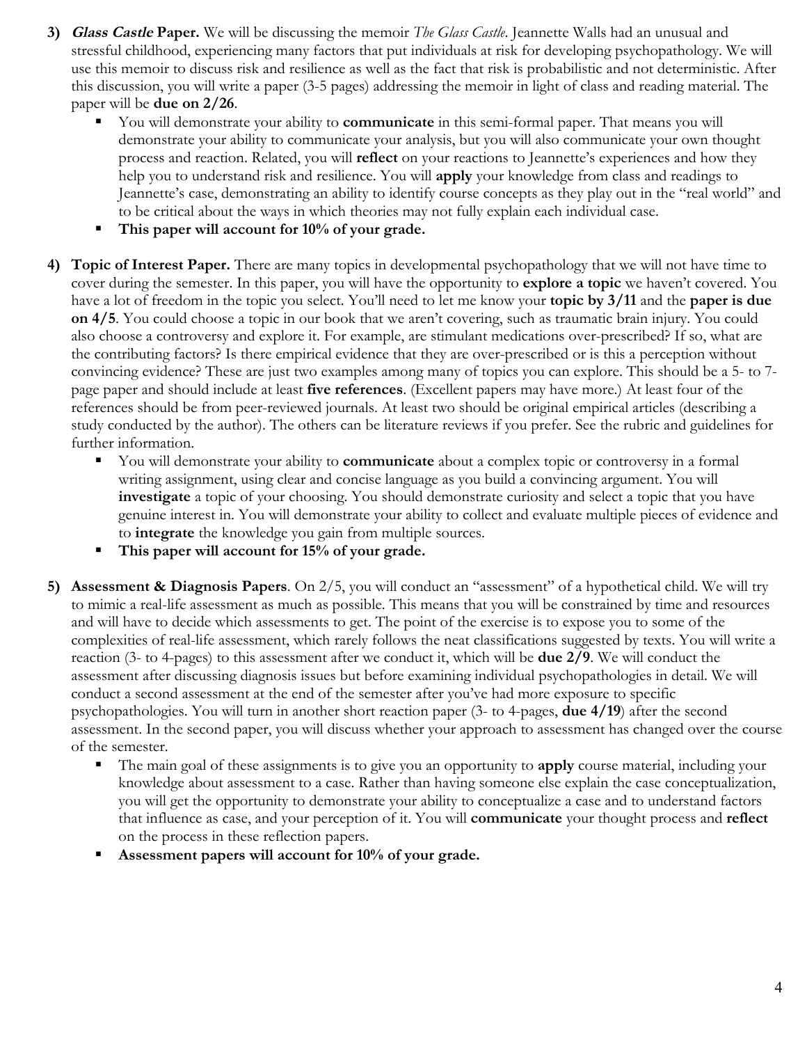3) ***Glass Castle* Paper.** We will be discussing the memoir *The Glass Castle*. Jeannette Walls had an unusual and stressful childhood, experiencing many factors that put individuals at risk for developing psychopathology. We will use this memoir to discuss risk and resilience as well as the fact that risk is probabilistic and not deterministic. After this discussion, you will write a paper (3-5 pages) addressing the memoir in light of class and reading material. The paper will be **due on 2/26**.
   - You will demonstrate your ability to **communicate** in this semi-formal paper. That means you will demonstrate your ability to communicate your analysis, but you will also communicate your own thought process and reaction. Related, you will **reflect** on your reactions to Jeannette's experiences and how they help you to understand risk and resilience. You will **apply** your knowledge from class and readings to Jeannette's case, demonstrating an ability to identify course concepts as they play out in the "real world" and to be critical about the ways in which theories may not fully explain each individual case.
   - **This paper will account for 10% of your grade.**

4) **Topic of Interest Paper.** There are many topics in developmental psychopathology that we will not have time to cover during the semester. In this paper, you will have the opportunity to **explore a topic** we haven't covered. You have a lot of freedom in the topic you select. You'll need to let me know your **topic by 3/11** and the **paper is due on 4/5**. You could choose a topic in our book that we aren't covering, such as traumatic brain injury. You could also choose a controversy and explore it. For example, are stimulant medications over-prescribed? If so, what are the contributing factors? Is there empirical evidence that they are over-prescribed or is this a perception without convincing evidence? These are just two examples among many of topics you can explore. This should be a 5- to 7-page paper and should include at least **five references**. (Excellent papers may have more.) At least four of the references should be from peer-reviewed journals. At least two should be original empirical articles (describing a study conducted by the author). The others can be literature reviews if you prefer. See the rubric and guidelines for further information.
   - You will demonstrate your ability to **communicate** about a complex topic or controversy in a formal writing assignment, using clear and concise language as you build a convincing argument. You will **investigate** a topic of your choosing. You should demonstrate curiosity and select a topic that you have genuine interest in. You will demonstrate your ability to collect and evaluate multiple pieces of evidence and to **integrate** the knowledge you gain from multiple sources.
   - **This paper will account for 15% of your grade.**

5) **Assessment & Diagnosis Papers**. On 2/5, you will conduct an "assessment" of a hypothetical child. We will try to mimic a real-life assessment as much as possible. This means that you will be constrained by time and resources and will have to decide which assessments to get. The point of the exercise is to expose you to some of the complexities of real-life assessment, which rarely follows the neat classifications suggested by texts. You will write a reaction (3- to 4-pages) to this assessment after we conduct it, which will be **due 2/9**. We will conduct the assessment after discussing diagnosis issues but before examining individual psychopathologies in detail. We will conduct a second assessment at the end of the semester after you've had more exposure to specific psychopathologies. You will turn in another short reaction paper (3- to 4-pages, **due 4/19**) after the second assessment. In the second paper, you will discuss whether your approach to assessment has changed over the course of the semester.
   - The main goal of these assignments is to give you an opportunity to **apply** course material, including your knowledge about assessment to a case. Rather than having someone else explain the case conceptualization, you will get the opportunity to demonstrate your ability to conceptualize a case and to understand factors that influence as case, and your perception of it. You will **communicate** your thought process and **reflect** on the process in these reflection papers.
   - **Assessment papers will account for 10% of your grade.**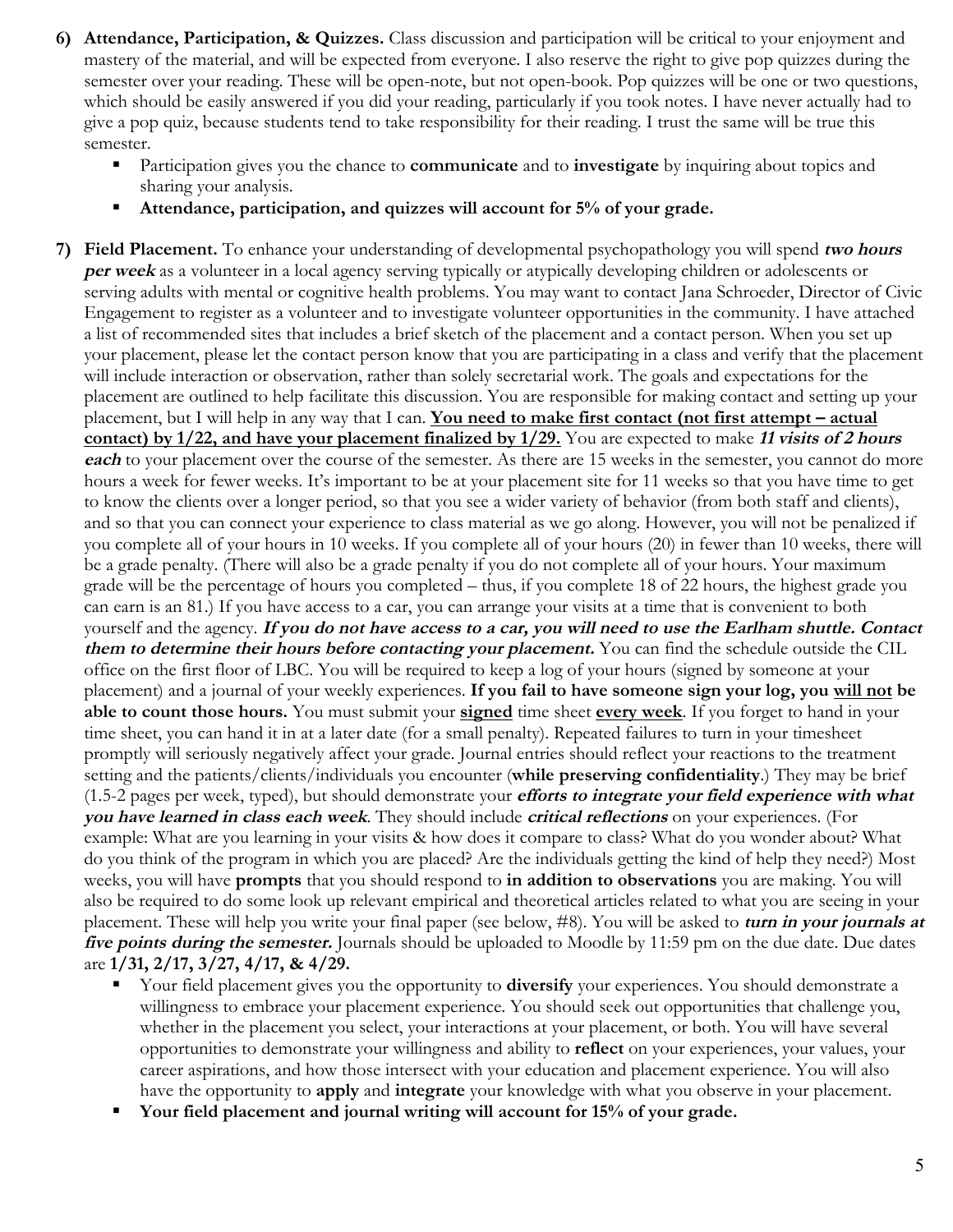6) **Attendance, Participation, & Quizzes.** Class discussion and participation will be critical to your enjoyment and mastery of the material, and will be expected from everyone. I also reserve the right to give pop quizzes during the semester over your reading. These will be open-note, but not open-book. Pop quizzes will be one or two questions, which should be easily answered if you did your reading, particularly if you took notes. I have never actually had to give a pop quiz, because students tend to take responsibility for their reading. I trust the same will be true this semester.
   - Participation gives you the chance to **communicate** and to **investigate** by inquiring about topics and sharing your analysis.
   - **Attendance, participation, and quizzes will account for 5% of your grade.**

7) **Field Placement.** To enhance your understanding of developmental psychopathology you will spend ***two hours per week*** as a volunteer in a local agency serving typically or atypically developing children or adolescents or serving adults with mental or cognitive health problems. You may want to contact Jana Schroeder, Director of Civic Engagement to register as a volunteer and to investigate volunteer opportunities in the community. I have attached a list of recommended sites that includes a brief sketch of the placement and a contact person. When you set up your placement, please let the contact person know that you are participating in a class and verify that the placement will include interaction or observation, rather than solely secretarial work. The goals and expectations for the placement are outlined to help facilitate this discussion. You are responsible for making contact and setting up your placement, but I will help in any way that I can. <u>**You need to make first contact (not first attempt – actual contact) by 1/22, and have your placement finalized by 1/29.**</u> You are expected to make ***11 visits of 2 hours each*** to your placement over the course of the semester. As there are 15 weeks in the semester, you cannot do more hours a week for fewer weeks. It's important to be at your placement site for 11 weeks so that you have time to get to know the clients over a longer period, so that you see a wider variety of behavior (from both staff and clients), and so that you can connect your experience to class material as we go along. However, you will not be penalized if you complete all of your hours in 10 weeks. If you complete all of your hours (20) in fewer than 10 weeks, there will be a grade penalty. (There will also be a grade penalty if you do not complete all of your hours. Your maximum grade will be the percentage of hours you completed – thus, if you complete 18 of 22 hours, the highest grade you can earn is an 81.) If you have access to a car, you can arrange your visits at a time that is convenient to both yourself and the agency. ***If you do not have access to a car, you will need to use the Earlham shuttle. Contact them to determine their hours before contacting your placement.*** You can find the schedule outside the CIL office on the first floor of LBC. You will be required to keep a log of your hours (signed by someone at your placement) and a journal of your weekly experiences. **If you fail to have someone sign your log, you <u>will not</u> be able to count those hours.** You must submit your <u>**signed**</u> time sheet <u>**every week**</u>. If you forget to hand in your time sheet, you can hand it in at a later date (for a small penalty). Repeated failures to turn in your timesheet promptly will seriously negatively affect your grade. Journal entries should reflect your reactions to the treatment setting and the patients/clients/individuals you encounter (**while preserving confidentiality**.) They may be brief (1.5-2 pages per week, typed), but should demonstrate your ***efforts to integrate your field experience with what you have learned in class each week***. They should include ***critical reflections*** on your experiences. (For example: What are you learning in your visits & how does it compare to class? What do you wonder about? What do you think of the program in which you are placed? Are the individuals getting the kind of help they need?) Most weeks, you will have **prompts** that you should respond to **in addition to observations** you are making. You will also be required to do some look up relevant empirical and theoretical articles related to what you are seeing in your placement. These will help you write your final paper (see below, #8). You will be asked to ***turn in your journals at five points during the semester.*** Journals should be uploaded to Moodle by 11:59 pm on the due date. Due dates are **1/31, 2/17, 3/27, 4/17, & 4/29.**
   - Your field placement gives you the opportunity to **diversify** your experiences. You should demonstrate a willingness to embrace your placement experience. You should seek out opportunities that challenge you, whether in the placement you select, your interactions at your placement, or both. You will have several opportunities to demonstrate your willingness and ability to **reflect** on your experiences, your values, your career aspirations, and how those intersect with your education and placement experience. You will also have the opportunity to **apply** and **integrate** your knowledge with what you observe in your placement.
   - **Your field placement and journal writing will account for 15% of your grade.**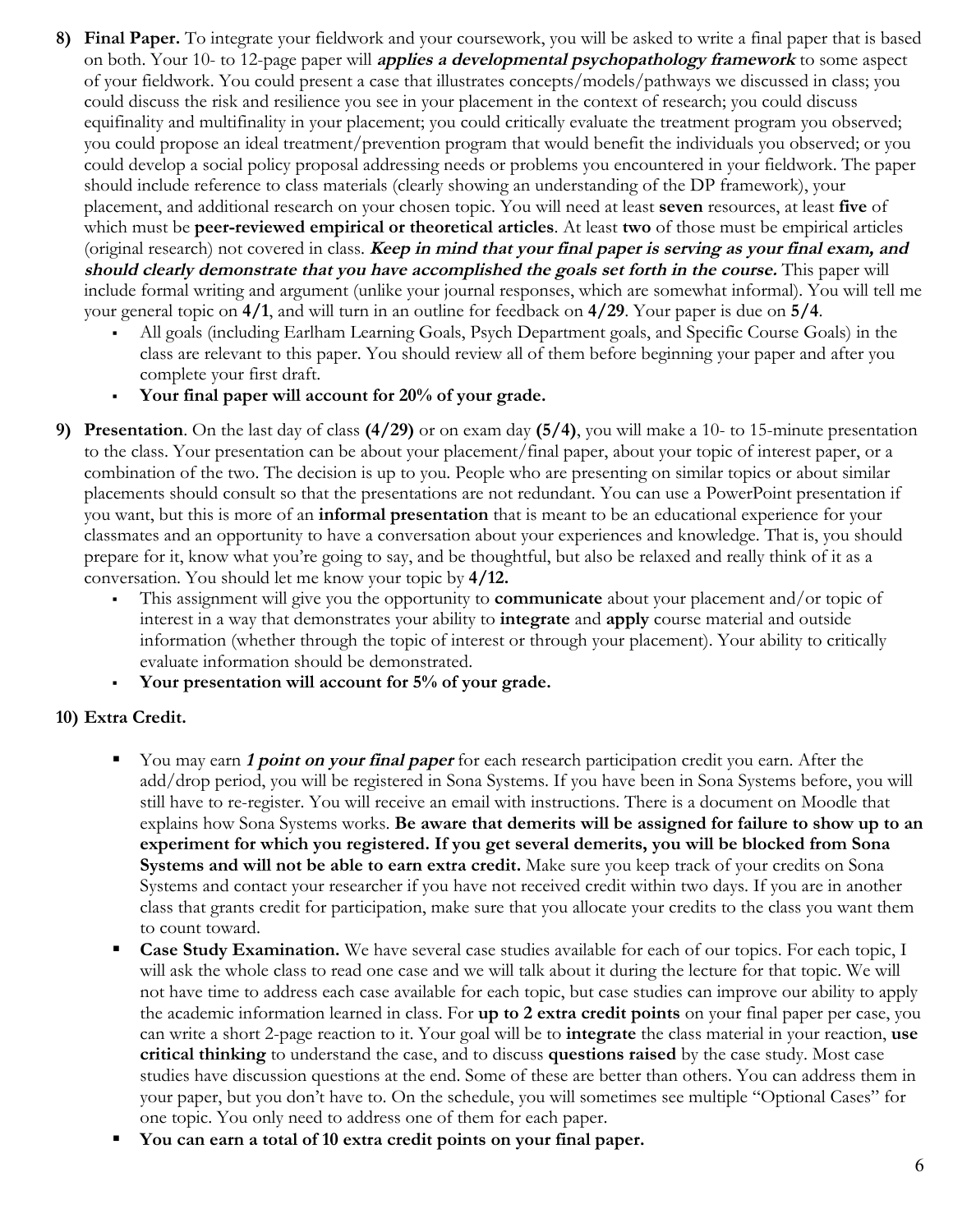8) **Final Paper.** To integrate your fieldwork and your coursework, you will be asked to write a final paper that is based on both. Your 10- to 12-page paper will ***applies a developmental psychopathology framework*** to some aspect of your fieldwork. You could present a case that illustrates concepts/models/pathways we discussed in class; you could discuss the risk and resilience you see in your placement in the context of research; you could discuss equifinality and multifinality in your placement; you could critically evaluate the treatment program you observed; you could propose an ideal treatment/prevention program that would benefit the individuals you observed; or you could develop a social policy proposal addressing needs or problems you encountered in your fieldwork. The paper should include reference to class materials (clearly showing an understanding of the DP framework), your placement, and additional research on your chosen topic. You will need at least **seven** resources, at least **five** of which must be **peer-reviewed empirical or theoretical articles**. At least **two** of those must be empirical articles (original research) not covered in class. ***Keep in mind that your final paper is serving as your final exam, and should clearly demonstrate that you have accomplished the goals set forth in the course.*** This paper will include formal writing and argument (unlike your journal responses, which are somewhat informal). You will tell me your general topic on **4/1**, and will turn in an outline for feedback on **4/29**. Your paper is due on **5/4**.
   - All goals (including Earlham Learning Goals, Psych Department goals, and Specific Course Goals) in the class are relevant to this paper. You should review all of them before beginning your paper and after you complete your first draft.
   - **Your final paper will account for 20% of your grade.**

9) **Presentation**. On the last day of class **(4/29)** or on exam day **(5/4)**, you will make a 10- to 15-minute presentation to the class. Your presentation can be about your placement/final paper, about your topic of interest paper, or a combination of the two. The decision is up to you. People who are presenting on similar topics or about similar placements should consult so that the presentations are not redundant. You can use a PowerPoint presentation if you want, but this is more of an **informal presentation** that is meant to be an educational experience for your classmates and an opportunity to have a conversation about your experiences and knowledge. That is, you should prepare for it, know what you're going to say, and be thoughtful, but also be relaxed and really think of it as a conversation. You should let me know your topic by **4/12.**
   - This assignment will give you the opportunity to **communicate** about your placement and/or topic of interest in a way that demonstrates your ability to **integrate** and **apply** course material and outside information (whether through the topic of interest or through your placement). Your ability to critically evaluate information should be demonstrated.
   - **Your presentation will account for 5% of your grade.**

10) **Extra Credit.**
   - You may earn ***1 point on your final paper*** for each research participation credit you earn. After the add/drop period, you will be registered in Sona Systems. If you have been in Sona Systems before, you will still have to re-register. You will receive an email with instructions. There is a document on Moodle that explains how Sona Systems works. **Be aware that demerits will be assigned for failure to show up to an experiment for which you registered. If you get several demerits, you will be blocked from Sona Systems and will not be able to earn extra credit.** Make sure you keep track of your credits on Sona Systems and contact your researcher if you have not received credit within two days. If you are in another class that grants credit for participation, make sure that you allocate your credits to the class you want them to count toward.
   - **Case Study Examination.** We have several case studies available for each of our topics. For each topic, I will ask the whole class to read one case and we will talk about it during the lecture for that topic. We will not have time to address each case available for each topic, but case studies can improve our ability to apply the academic information learned in class. For **up to 2 extra credit points** on your final paper per case, you can write a short 2-page reaction to it. Your goal will be to **integrate** the class material in your reaction, **use critical thinking** to understand the case, and to discuss **questions raised** by the case study. Most case studies have discussion questions at the end. Some of these are better than others. You can address them in your paper, but you don't have to. On the schedule, you will sometimes see multiple "Optional Cases" for one topic. You only need to address one of them for each paper.
   - **You can earn a total of 10 extra credit points on your final paper.**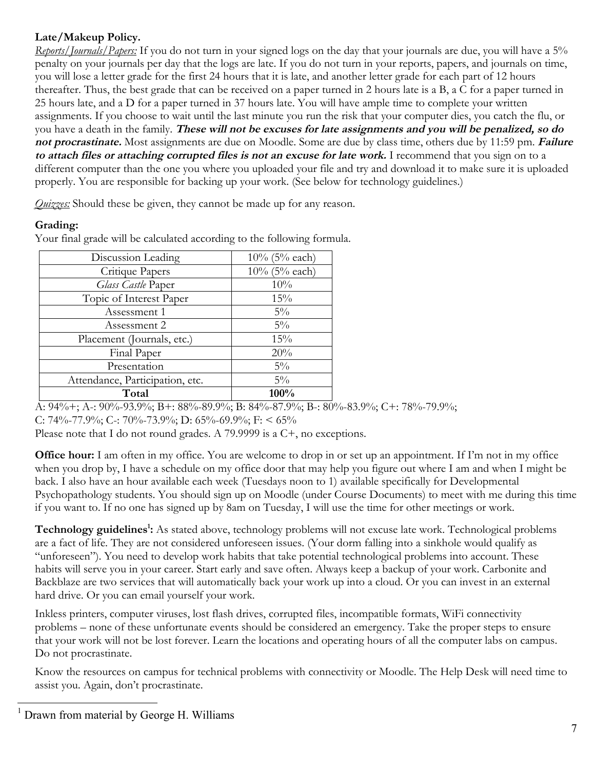**Late/Makeup Policy.**

*Reports/Journals/Papers:* If you do not turn in your signed logs on the day that your journals are due, you will have a 5% penalty on your journals per day that the logs are late. If you do not turn in your reports, papers, and journals on time, you will lose a letter grade for the first 24 hours that it is late, and another letter grade for each part of 12 hours thereafter. Thus, the best grade that can be received on a paper turned in 2 hours late is a B, a C for a paper turned in 25 hours late, and a D for a paper turned in 37 hours late. You will have ample time to complete your written assignments. If you choose to wait until the last minute you run the risk that your computer dies, you catch the flu, or you have a death in the family. ***These will not be excuses for late assignments and you will be penalized, so do not procrastinate.*** Most assignments are due on Moodle. Some are due by class time, others due by 11:59 pm. ***Failure to attach files or attaching corrupted files is not an excuse for late work.*** I recommend that you sign on to a different computer than the one you where you uploaded your file and try and download it to make sure it is uploaded properly. You are responsible for backing up your work. (See below for technology guidelines.)

*Quizzes:* Should these be given, they cannot be made up for any reason.

**Grading:**

Your final grade will be calculated according to the following formula.

| | |
|---|---|
| Discussion Leading | 10% (5% each) |
| Critique Papers | 10% (5% each) |
| *Glass Castle* Paper | 10% |
| Topic of Interest Paper | 15% |
| Assessment 1 | 5% |
| Assessment 2 | 5% |
| Placement (Journals, etc.) | 15% |
| Final Paper | 20% |
| Presentation | 5% |
| Attendance, Participation, etc. | 5% |
| **Total** | **100%** |

A: 94%+; A-: 90%-93.9%; B+: 88%-89.9%; B: 84%-87.9%; B-: 80%-83.9%; C+: 78%-79.9%; C: 74%-77.9%; C-: 70%-73.9%; D: 65%-69.9%; F: < 65%

Please note that I do not round grades. A 79.9999 is a C+, no exceptions.

**Office hour:** I am often in my office. You are welcome to drop in or set up an appointment. If I'm not in my office when you drop by, I have a schedule on my office door that may help you figure out where I am and when I might be back. I also have an hour available each week (Tuesdays noon to 1) available specifically for Developmental Psychopathology students. You should sign up on Moodle (under Course Documents) to meet with me during this time if you want to. If no one has signed up by 8am on Tuesday, I will use the time for other meetings or work.

**Technology guidelines**[1]**:** As stated above, technology problems will not excuse late work. Technological problems are a fact of life. They are not considered unforeseen issues. (Your dorm falling into a sinkhole would qualify as "unforeseen"). You need to develop work habits that take potential technological problems into account. These habits will serve you in your career. Start early and save often. Always keep a backup of your work. Carbonite and Backblaze are two services that will automatically back your work up into a cloud. Or you can invest in an external hard drive. Or you can email yourself your work.

Inkless printers, computer viruses, lost flash drives, corrupted files, incompatible formats, WiFi connectivity problems – none of these unfortunate events should be considered an emergency. Take the proper steps to ensure that your work will not be lost forever. Learn the locations and operating hours of all the computer labs on campus. Do not procrastinate.

Know the resources on campus for technical problems with connectivity or Moodle. The Help Desk will need time to assist you. Again, don't procrastinate.

---

[1] Drawn from material by George H. Williams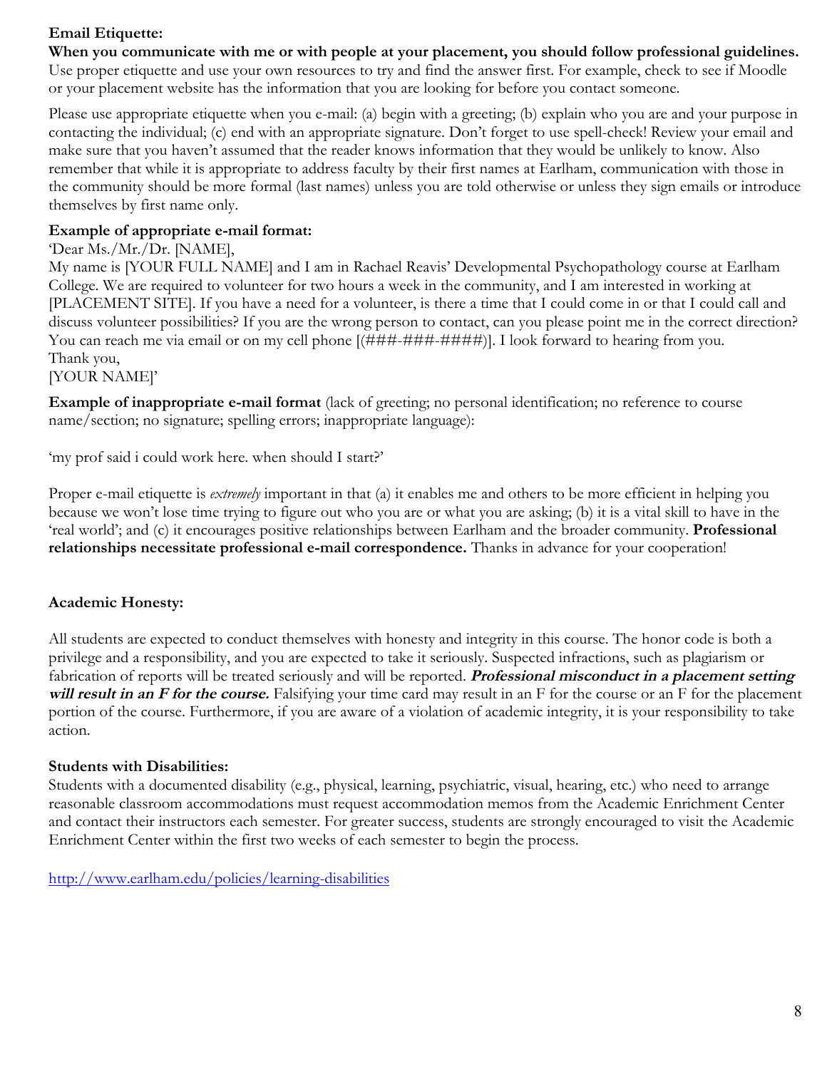**Email Etiquette:**

**When you communicate with me or with people at your placement, you should follow professional guidelines.** Use proper etiquette and use your own resources to try and find the answer first. For example, check to see if Moodle or your placement website has the information that you are looking for before you contact someone.

Please use appropriate etiquette when you e-mail: (a) begin with a greeting; (b) explain who you are and your purpose in contacting the individual; (c) end with an appropriate signature. Don't forget to use spell-check! Review your email and make sure that you haven't assumed that the reader knows information that they would be unlikely to know. Also remember that while it is appropriate to address faculty by their first names at Earlham, communication with those in the community should be more formal (last names) unless you are told otherwise or unless they sign emails or introduce themselves by first name only.

**Example of appropriate e-mail format:**

'Dear Ms./Mr./Dr. [NAME],
My name is [YOUR FULL NAME] and I am in Rachael Reavis' Developmental Psychopathology course at Earlham College. We are required to volunteer for two hours a week in the community, and I am interested in working at [PLACEMENT SITE]. If you have a need for a volunteer, is there a time that I could come in or that I could call and discuss volunteer possibilities? If you are the wrong person to contact, can you please point me in the correct direction? You can reach me via email or on my cell phone [(###-###-####)]. I look forward to hearing from you.
Thank you,
[YOUR NAME]'

**Example of inappropriate e-mail format** (lack of greeting; no personal identification; no reference to course name/section; no signature; spelling errors; inappropriate language):

'my prof said i could work here. when should I start?'

Proper e-mail etiquette is *extremely* important in that (a) it enables me and others to be more efficient in helping you because we won't lose time trying to figure out who you are or what you are asking; (b) it is a vital skill to have in the 'real world'; and (c) it encourages positive relationships between Earlham and the broader community. **Professional relationships necessitate professional e-mail correspondence.** Thanks in advance for your cooperation!

**Academic Honesty:**

All students are expected to conduct themselves with honesty and integrity in this course. The honor code is both a privilege and a responsibility, and you are expected to take it seriously. Suspected infractions, such as plagiarism or fabrication of reports will be treated seriously and will be reported. ***Professional misconduct in a placement setting will result in an F for the course.*** Falsifying your time card may result in an F for the course or an F for the placement portion of the course. Furthermore, if you are aware of a violation of academic integrity, it is your responsibility to take action.

**Students with Disabilities:**

Students with a documented disability (e.g., physical, learning, psychiatric, visual, hearing, etc.) who need to arrange reasonable classroom accommodations must request accommodation memos from the Academic Enrichment Center and contact their instructors each semester. For greater success, students are strongly encouraged to visit the Academic Enrichment Center within the first two weeks of each semester to begin the process.

http://www.earlham.edu/policies/learning-disabilities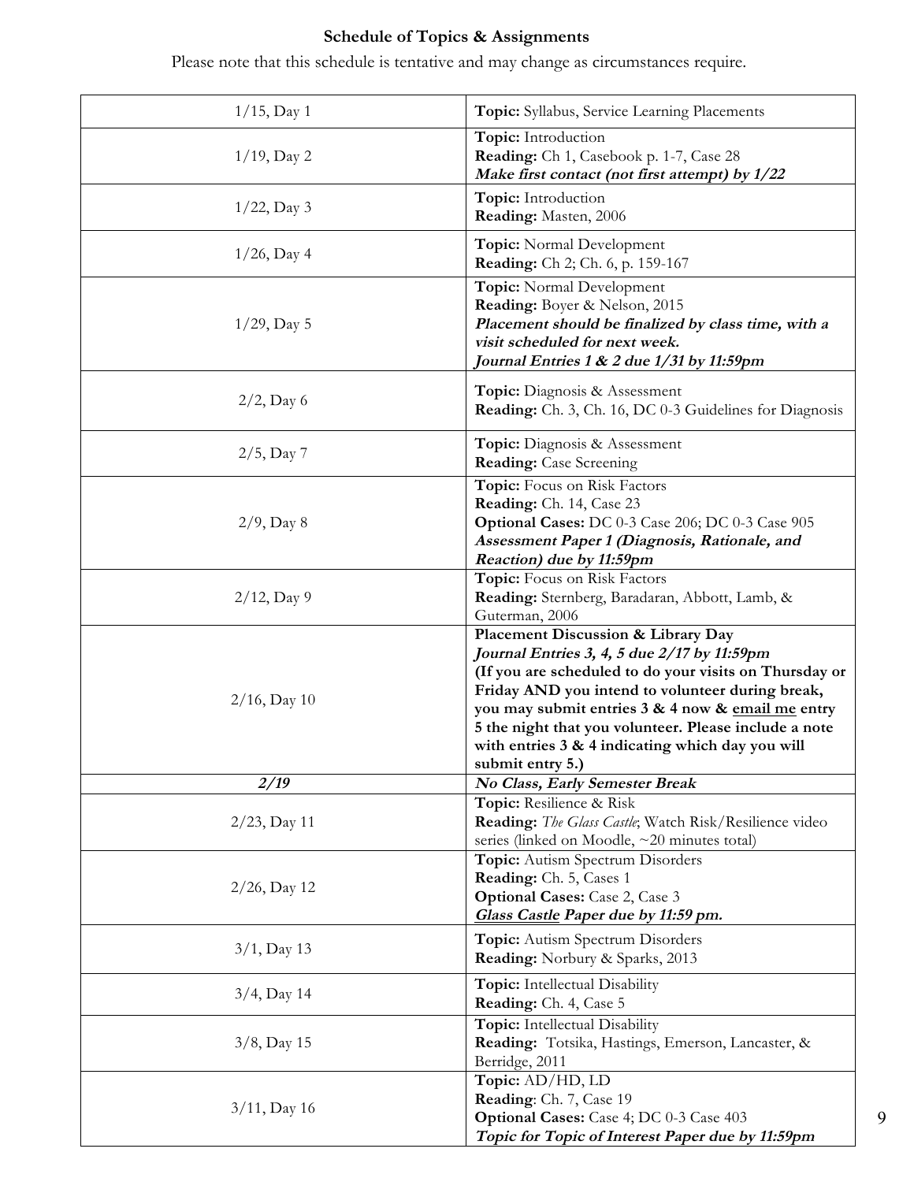**Schedule of Topics & Assignments**

Please note that this schedule is tentative and may change as circumstances require.

| | |
|---|---|
| 1/15, Day 1 | **Topic:** Syllabus, Service Learning Placements |
| 1/19, Day 2 | **Topic:** Introduction<br>**Reading:** Ch 1, Casebook p. 1-7, Case 28<br>***Make first contact (not first attempt) by 1/22*** |
| 1/22, Day 3 | **Topic:** Introduction<br>**Reading:** Masten, 2006 |
| 1/26, Day 4 | **Topic:** Normal Development<br>**Reading:** Ch 2; Ch. 6, p. 159-167 |
| 1/29, Day 5 | **Topic:** Normal Development<br>**Reading:** Boyer & Nelson, 2015<br>***Placement should be finalized by class time, with a visit scheduled for next week.***<br>***Journal Entries 1 & 2 due 1/31 by 11:59pm*** |
| 2/2, Day 6 | **Topic:** Diagnosis & Assessment<br>**Reading:** Ch. 3, Ch. 16, DC 0-3 Guidelines for Diagnosis |
| 2/5, Day 7 | **Topic:** Diagnosis & Assessment<br>**Reading:** Case Screening |
| 2/9, Day 8 | **Topic:** Focus on Risk Factors<br>**Reading:** Ch. 14, Case 23<br>**Optional Cases:** DC 0-3 Case 206; DC 0-3 Case 905<br>***Assessment Paper 1 (Diagnosis, Rationale, and Reaction) due by 11:59pm*** |
| 2/12, Day 9 | **Topic:** Focus on Risk Factors<br>**Reading:** Sternberg, Baradaran, Abbott, Lamb, & Guterman, 2006 |
| 2/16, Day 10 | **Placement Discussion & Library Day**<br>***Journal Entries 3, 4, 5 due 2/17 by 11:59pm***<br>**(If you are scheduled to do your visits on Thursday or Friday AND you intend to volunteer during break, you may submit entries 3 & 4 now & <u>email me</u> entry 5 the night that you volunteer. Please include a note with entries 3 & 4 indicating which day you will submit entry 5.)** |
| ***2/19*** | ***No Class, Early Semester Break*** |
| 2/23, Day 11 | **Topic:** Resilience & Risk<br>**Reading:** *The Glass Castle*; Watch Risk/Resilience video series (linked on Moodle, ~20 minutes total) |
| 2/26, Day 12 | **Topic:** Autism Spectrum Disorders<br>**Reading:** Ch. 5, Cases 1<br>**Optional Cases:** Case 2, Case 3<br>***<u>Glass Castle</u> Paper due by 11:59 pm.*** |
| 3/1, Day 13 | **Topic:** Autism Spectrum Disorders<br>**Reading:** Norbury & Sparks, 2013 |
| 3/4, Day 14 | **Topic:** Intellectual Disability<br>**Reading:** Ch. 4, Case 5 |
| 3/8, Day 15 | **Topic:** Intellectual Disability<br>**Reading:** Totsika, Hastings, Emerson, Lancaster, & Berridge, 2011 |
| 3/11, Day 16 | **Topic:** AD/HD, LD<br>**Reading**: Ch. 7, Case 19<br>**Optional Cases:** Case 4; DC 0-3 Case 403<br>***Topic for Topic of Interest Paper due by 11:59pm*** |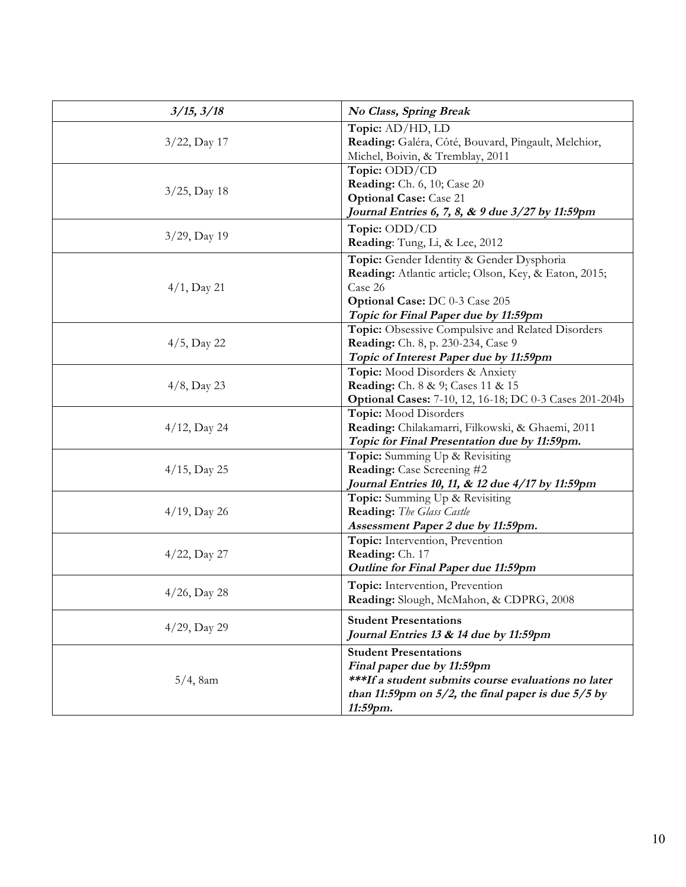| | |
|---|---|
| ***3/15, 3/18*** | ***No Class, Spring Break*** |
| 3/22, Day 17 | **Topic:** AD/HD, LD<br>**Reading:** Galéra, Côté, Bouvard, Pingault, Melchior, Michel, Boivin, & Tremblay, 2011 |
| 3/25, Day 18 | **Topic:** ODD/CD<br>**Reading:** Ch. 6, 10; Case 20<br>**Optional Case:** Case 21<br>***Journal Entries 6, 7, 8, & 9 due 3/27 by 11:59pm*** |
| 3/29, Day 19 | **Topic:** ODD/CD<br>**Reading**: Tung, Li, & Lee, 2012 |
| 4/1, Day 21 | **Topic:** Gender Identity & Gender Dysphoria<br>**Reading:** Atlantic article; Olson, Key, & Eaton, 2015; Case 26<br>**Optional Case:** DC 0-3 Case 205<br>***Topic for Final Paper due by 11:59pm*** |
| 4/5, Day 22 | **Topic:** Obsessive Compulsive and Related Disorders<br>**Reading:** Ch. 8, p. 230-234, Case 9<br>***Topic of Interest Paper due by 11:59pm*** |
| 4/8, Day 23 | **Topic:** Mood Disorders & Anxiety<br>**Reading:** Ch. 8 & 9; Cases 11 & 15<br>**Optional Cases:** 7-10, 12, 16-18; DC 0-3 Cases 201-204b |
| 4/12, Day 24 | **Topic:** Mood Disorders<br>**Reading:** Chilakamarri, Filkowski, & Ghaemi, 2011<br>***Topic for Final Presentation due by 11:59pm.*** |
| 4/15, Day 25 | **Topic:** Summing Up & Revisiting<br>**Reading:** Case Screening #2<br>***Journal Entries 10, 11, & 12 due 4/17 by 11:59pm*** |
| 4/19, Day 26 | **Topic:** Summing Up & Revisiting<br>**Reading:** *The Glass Castle*<br>***Assessment Paper 2 due by 11:59pm.*** |
| 4/22, Day 27 | **Topic:** Intervention, Prevention<br>**Reading:** Ch. 17<br>***Outline for Final Paper due 11:59pm*** |
| 4/26, Day 28 | **Topic:** Intervention, Prevention<br>**Reading:** Slough, McMahon, & CDPRG, 2008 |
| 4/29, Day 29 | **Student Presentations**<br>***Journal Entries 13 & 14 due by 11:59pm*** |
| 5/4, 8am | **Student Presentations**<br>***Final paper due by 11:59pm***<br>***\*\*\*If a student submits course evaluations no later than 11:59pm on 5/2, the final paper is due 5/5 by 11:59pm.*** |